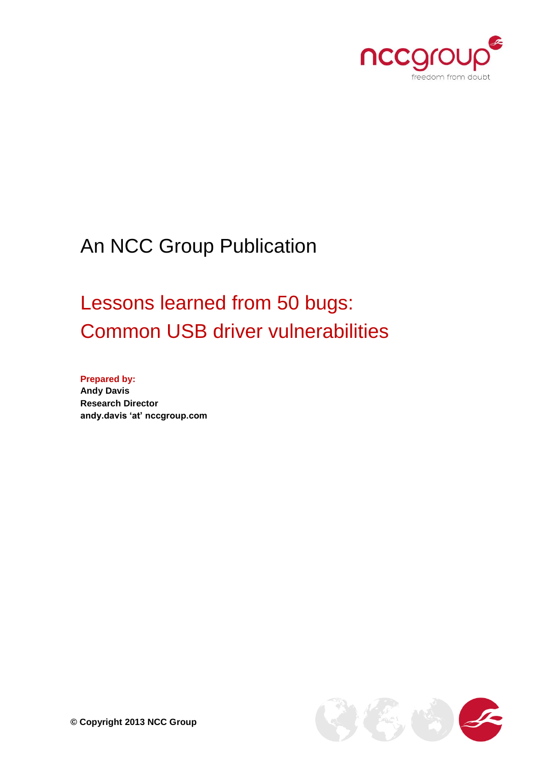An NCC Group Publication

# Lessons learned from 50 bugs: Common USB driver vulnerabilities

**Prepared by:**
**Andy Davis**
**Research Director**
**andy.davis 'at' nccgroup.com**

**© Copyright 2013 NCC Group**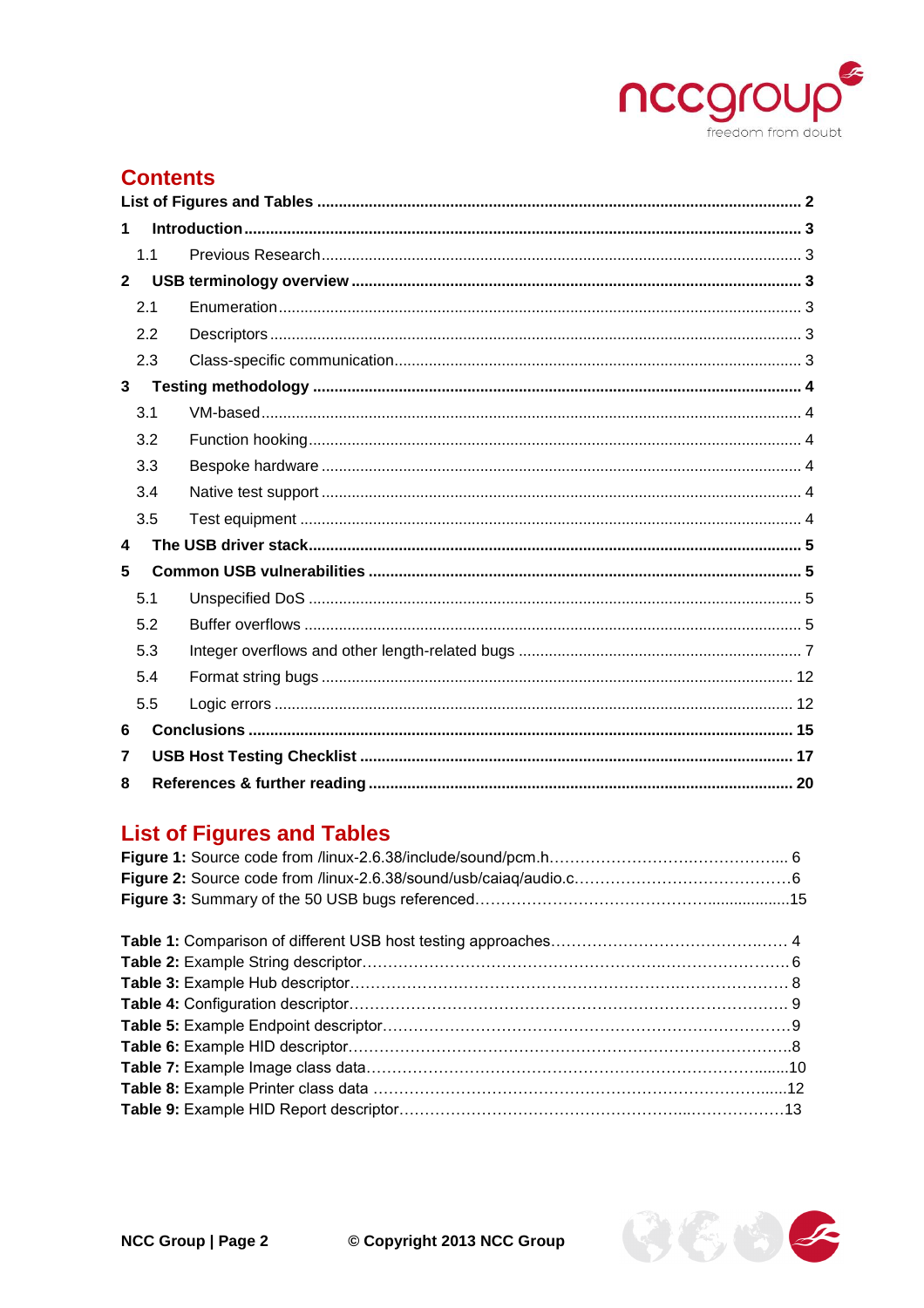## Contents

**List of Figures and Tables** ........................................................ **2**

**1 Introduction** ........................................................ **3**

- 1.1 Previous Research ........................................................ 3

**2 USB terminology overview** ........................................................ **3**

- 2.1 Enumeration ........................................................ 3
- 2.2 Descriptors ........................................................ 3
- 2.3 Class-specific communication ........................................................ 3

**3 Testing methodology** ........................................................ **4**

- 3.1 VM-based ........................................................ 4
- 3.2 Function hooking ........................................................ 4
- 3.3 Bespoke hardware ........................................................ 4
- 3.4 Native test support ........................................................ 4
- 3.5 Test equipment ........................................................ 4

**4 The USB driver stack** ........................................................ **5**

**5 Common USB vulnerabilities** ........................................................ **5**

- 5.1 Unspecified DoS ........................................................ 5
- 5.2 Buffer overflows ........................................................ 5
- 5.3 Integer overflows and other length-related bugs ........................................................ 7
- 5.4 Format string bugs ........................................................ 12
- 5.5 Logic errors ........................................................ 12

**6 Conclusions** ........................................................ **15**

**7 USB Host Testing Checklist** ........................................................ **17**

**8 References & further reading** ........................................................ **20**

## List of Figures and Tables

**Figure 1:** Source code from /linux-2.6.38/include/sound/pcm.h........................................................ 6
**Figure 2:** Source code from /linux-2.6.38/sound/usb/caiaq/audio.c........................................................ 6
**Figure 3:** Summary of the 50 USB bugs referenced........................................................ 15

**Table 1:** Comparison of different USB host testing approaches........................................................ 4
**Table 2:** Example String descriptor........................................................ 6
**Table 3:** Example Hub descriptor........................................................ 8
**Table 4:** Configuration descriptor........................................................ 9
**Table 5:** Example Endpoint descriptor........................................................ 9
**Table 6:** Example HID descriptor........................................................ 8
**Table 7:** Example Image class data........................................................ 10
**Table 8:** Example Printer class data ........................................................ 12
**Table 9:** Example HID Report descriptor........................................................ 13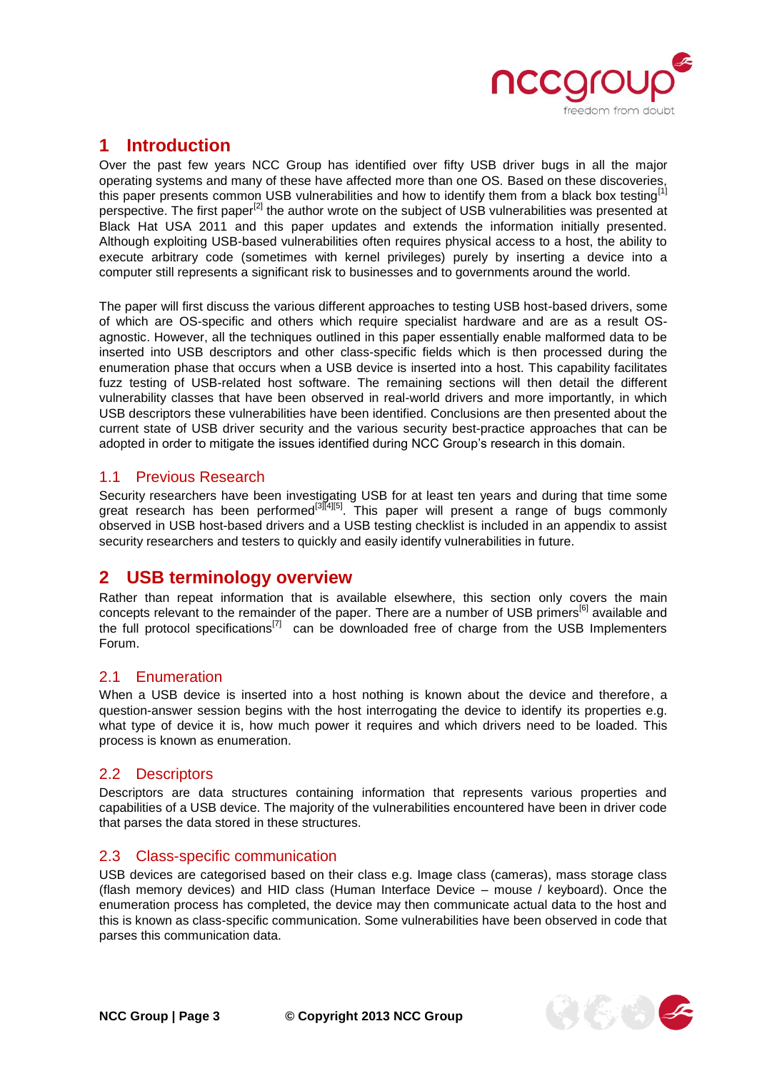# 1 Introduction

Over the past few years NCC Group has identified over fifty USB driver bugs in all the major operating systems and many of these have affected more than one OS. Based on these discoveries, this paper presents common USB vulnerabilities and how to identify them from a black box testing[1] perspective. The first paper[2] the author wrote on the subject of USB vulnerabilities was presented at Black Hat USA 2011 and this paper updates and extends the information initially presented. Although exploiting USB-based vulnerabilities often requires physical access to a host, the ability to execute arbitrary code (sometimes with kernel privileges) purely by inserting a device into a computer still represents a significant risk to businesses and to governments around the world.

The paper will first discuss the various different approaches to testing USB host-based drivers, some of which are OS-specific and others which require specialist hardware and are as a result OS-agnostic. However, all the techniques outlined in this paper essentially enable malformed data to be inserted into USB descriptors and other class-specific fields which is then processed during the enumeration phase that occurs when a USB device is inserted into a host. This capability facilitates fuzz testing of USB-related host software. The remaining sections will then detail the different vulnerability classes that have been observed in real-world drivers and more importantly, in which USB descriptors these vulnerabilities have been identified. Conclusions are then presented about the current state of USB driver security and the various security best-practice approaches that can be adopted in order to mitigate the issues identified during NCC Group's research in this domain.

## 1.1 Previous Research

Security researchers have been investigating USB for at least ten years and during that time some great research has been performed[3][4][5]. This paper will present a range of bugs commonly observed in USB host-based drivers and a USB testing checklist is included in an appendix to assist security researchers and testers to quickly and easily identify vulnerabilities in future.

# 2 USB terminology overview

Rather than repeat information that is available elsewhere, this section only covers the main concepts relevant to the remainder of the paper. There are a number of USB primers[6] available and the full protocol specifications[7] can be downloaded free of charge from the USB Implementers Forum.

## 2.1 Enumeration

When a USB device is inserted into a host nothing is known about the device and therefore, a question-answer session begins with the host interrogating the device to identify its properties e.g. what type of device it is, how much power it requires and which drivers need to be loaded. This process is known as enumeration.

## 2.2 Descriptors

Descriptors are data structures containing information that represents various properties and capabilities of a USB device. The majority of the vulnerabilities encountered have been in driver code that parses the data stored in these structures.

## 2.3 Class-specific communication

USB devices are categorised based on their class e.g. Image class (cameras), mass storage class (flash memory devices) and HID class (Human Interface Device – mouse / keyboard). Once the enumeration process has completed, the device may then communicate actual data to the host and this is known as class-specific communication. Some vulnerabilities have been observed in code that parses this communication data.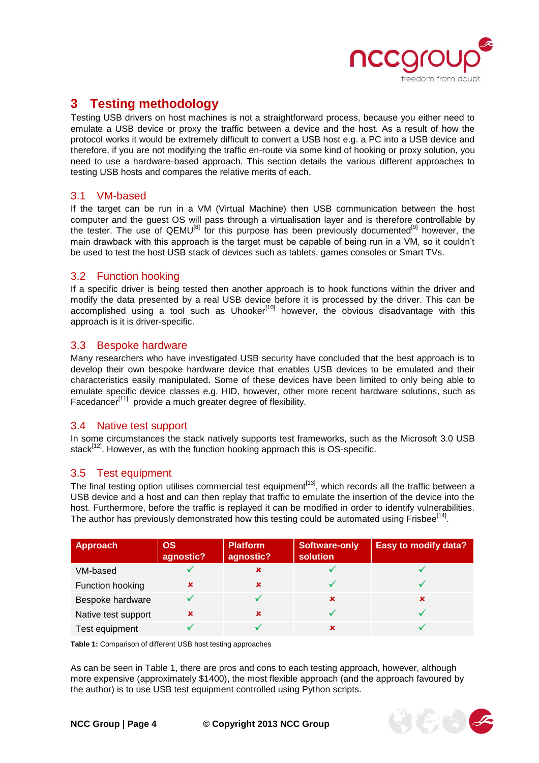## 3 Testing methodology

Testing USB drivers on host machines is not a straightforward process, because you either need to emulate a USB device or proxy the traffic between a device and the host. As a result of how the protocol works it would be extremely difficult to convert a USB host e.g. a PC into a USB device and therefore, if you are not modifying the traffic en-route via some kind of hooking or proxy solution, you need to use a hardware-based approach. This section details the various different approaches to testing USB hosts and compares the relative merits of each.

### 3.1 VM-based

If the target can be run in a VM (Virtual Machine) then USB communication between the host computer and the guest OS will pass through a virtualisation layer and is therefore controllable by the tester. The use of QEMU[8] for this purpose has been previously documented[9] however, the main drawback with this approach is the target must be capable of being run in a VM, so it couldn't be used to test the host USB stack of devices such as tablets, games consoles or Smart TVs.

### 3.2 Function hooking

If a specific driver is being tested then another approach is to hook functions within the driver and modify the data presented by a real USB device before it is processed by the driver. This can be accomplished using a tool such as Uhooker[10] however, the obvious disadvantage with this approach is it is driver-specific.

### 3.3 Bespoke hardware

Many researchers who have investigated USB security have concluded that the best approach is to develop their own bespoke hardware device that enables USB devices to be emulated and their characteristics easily manipulated. Some of these devices have been limited to only being able to emulate specific device classes e.g. HID, however, other more recent hardware solutions, such as Facedancer[11] provide a much greater degree of flexibility.

### 3.4 Native test support

In some circumstances the stack natively supports test frameworks, such as the Microsoft 3.0 USB stack[12]. However, as with the function hooking approach this is OS-specific.

### 3.5 Test equipment

The final testing option utilises commercial test equipment[13], which records all the traffic between a USB device and a host and can then replay that traffic to emulate the insertion of the device into the host. Furthermore, before the traffic is replayed it can be modified in order to identify vulnerabilities. The author has previously demonstrated how this testing could be automated using Frisbee[14].

| Approach | OS agnostic? | Platform agnostic? | Software-only solution | Easy to modify data? |
|---|---|---|---|---|
| VM-based | ✓ | ✗ | ✓ | ✓ |
| Function hooking | ✗ | ✗ | ✓ | ✓ |
| Bespoke hardware | ✓ | ✓ | ✗ | ✗ |
| Native test support | ✗ | ✗ | ✓ | ✓ |
| Test equipment | ✓ | ✓ | ✗ | ✓ |

**Table 1:** Comparison of different USB host testing approaches

As can be seen in Table 1, there are pros and cons to each testing approach, however, although more expensive (approximately $1400), the most flexible approach (and the approach favoured by the author) is to use USB test equipment controlled using Python scripts.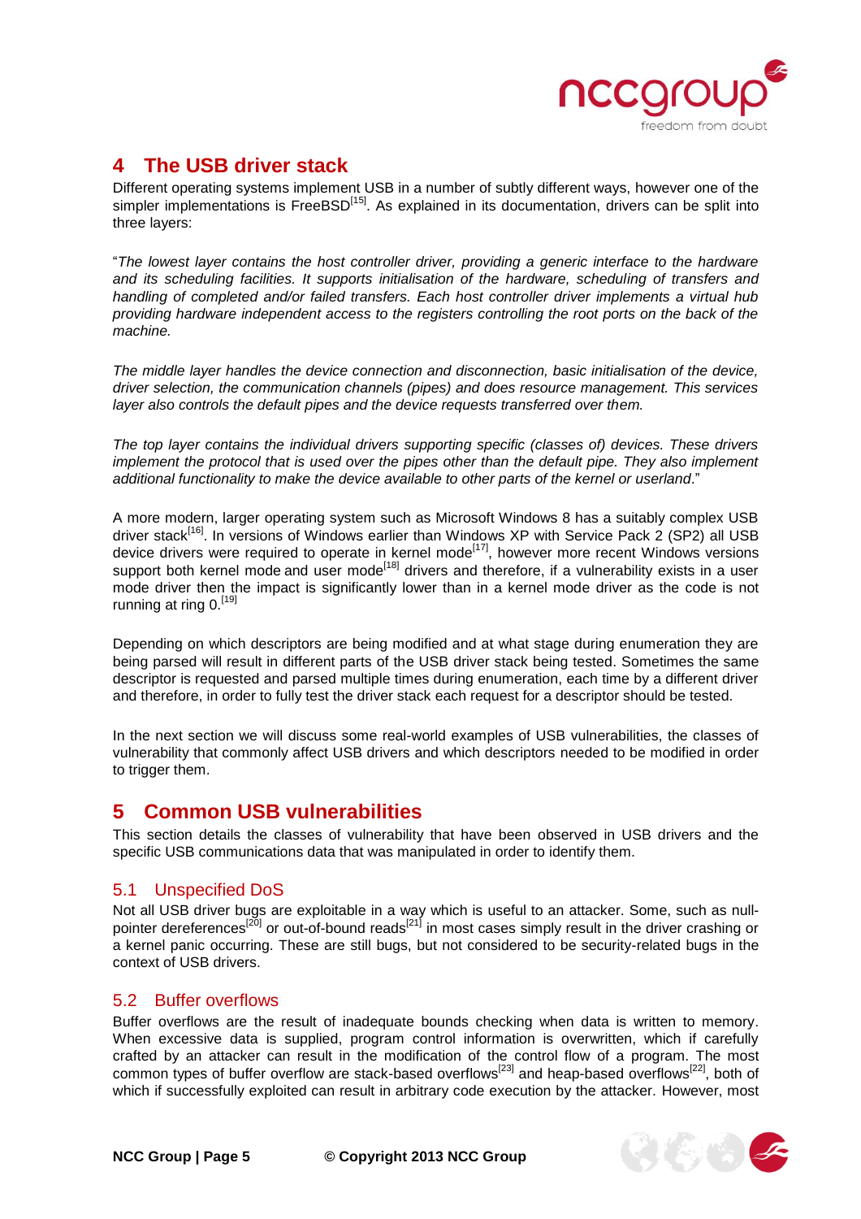# 4 The USB driver stack

Different operating systems implement USB in a number of subtly different ways, however one of the simpler implementations is FreeBSD[15]. As explained in its documentation, drivers can be split into three layers:

"*The lowest layer contains the host controller driver, providing a generic interface to the hardware and its scheduling facilities. It supports initialisation of the hardware, scheduling of transfers and handling of completed and/or failed transfers. Each host controller driver implements a virtual hub providing hardware independent access to the registers controlling the root ports on the back of the machine.*

*The middle layer handles the device connection and disconnection, basic initialisation of the device, driver selection, the communication channels (pipes) and does resource management. This services layer also controls the default pipes and the device requests transferred over them.*

*The top layer contains the individual drivers supporting specific (classes of) devices. These drivers implement the protocol that is used over the pipes other than the default pipe. They also implement additional functionality to make the device available to other parts of the kernel or userland.*"

A more modern, larger operating system such as Microsoft Windows 8 has a suitably complex USB driver stack[16]. In versions of Windows earlier than Windows XP with Service Pack 2 (SP2) all USB device drivers were required to operate in kernel mode[17], however more recent Windows versions support both kernel mode and user mode[18] drivers and therefore, if a vulnerability exists in a user mode driver then the impact is significantly lower than in a kernel mode driver as the code is not running at ring 0.[19]

Depending on which descriptors are being modified and at what stage during enumeration they are being parsed will result in different parts of the USB driver stack being tested. Sometimes the same descriptor is requested and parsed multiple times during enumeration, each time by a different driver and therefore, in order to fully test the driver stack each request for a descriptor should be tested.

In the next section we will discuss some real-world examples of USB vulnerabilities, the classes of vulnerability that commonly affect USB drivers and which descriptors needed to be modified in order to trigger them.

# 5 Common USB vulnerabilities

This section details the classes of vulnerability that have been observed in USB drivers and the specific USB communications data that was manipulated in order to identify them.

## 5.1 Unspecified DoS

Not all USB driver bugs are exploitable in a way which is useful to an attacker. Some, such as null-pointer dereferences[20] or out-of-bound reads[21] in most cases simply result in the driver crashing or a kernel panic occurring. These are still bugs, but not considered to be security-related bugs in the context of USB drivers.

## 5.2 Buffer overflows

Buffer overflows are the result of inadequate bounds checking when data is written to memory. When excessive data is supplied, program control information is overwritten, which if carefully crafted by an attacker can result in the modification of the control flow of a program. The most common types of buffer overflow are stack-based overflows[23] and heap-based overflows[22], both of which if successfully exploited can result in arbitrary code execution by the attacker. However, most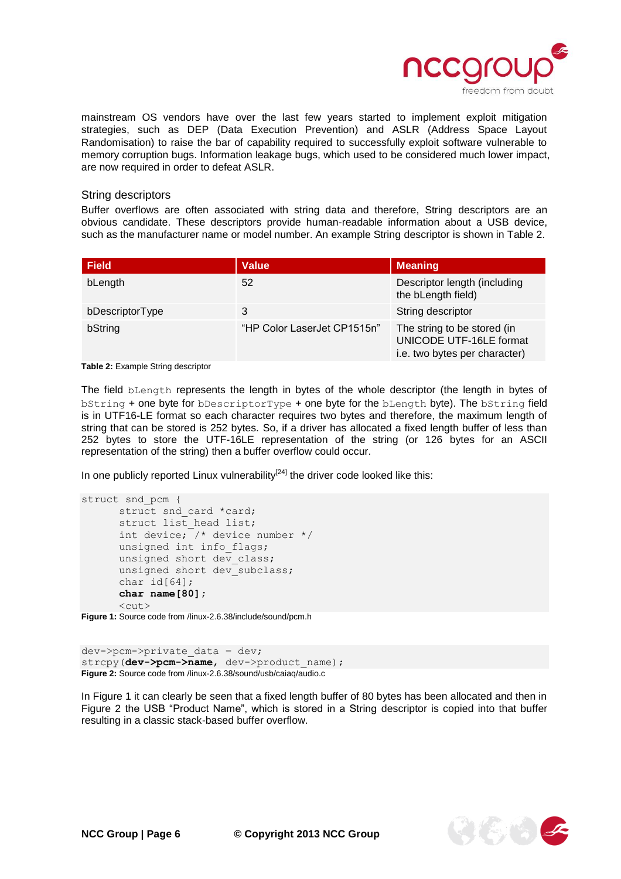mainstream OS vendors have over the last few years started to implement exploit mitigation strategies, such as DEP (Data Execution Prevention) and ASLR (Address Space Layout Randomisation) to raise the bar of capability required to successfully exploit software vulnerable to memory corruption bugs. Information leakage bugs, which used to be considered much lower impact, are now required in order to defeat ASLR.

### String descriptors

Buffer overflows are often associated with string data and therefore, String descriptors are an obvious candidate. These descriptors provide human-readable information about a USB device, such as the manufacturer name or model number. An example String descriptor is shown in Table 2.

| Field | Value | Meaning |
|---|---|---|
| bLength | 52 | Descriptor length (including the bLength field) |
| bDescriptorType | 3 | String descriptor |
| bString | “HP Color LaserJet CP1515n” | The string to be stored (in UNICODE UTF-16LE format i.e. two bytes per character) |

**Table 2:** Example String descriptor

The field `bLength` represents the length in bytes of the whole descriptor (the length in bytes of `bString` + one byte for `bDescriptorType` + one byte for the `bLength` byte). The `bString` field is in UTF16-LE format so each character requires two bytes and therefore, the maximum length of string that can be stored is 252 bytes. So, if a driver has allocated a fixed length buffer of less than 252 bytes to store the UTF-16LE representation of the string (or 126 bytes for an ASCII representation of the string) then a buffer overflow could occur.

In one publicly reported Linux vulnerability[24] the driver code looked like this:

```
struct snd_pcm {
      struct snd_card *card;
      struct list_head list;
      int device; /* device number */
      unsigned int info_flags;
      unsigned short dev_class;
      unsigned short dev_subclass;
      char id[64];
      char name[80];
      <cut>
```

**Figure 1:** Source code from /linux-2.6.38/include/sound/pcm.h

```
dev->pcm->private_data = dev;
strcpy(dev->pcm->name, dev->product_name);
```

**Figure 2:** Source code from /linux-2.6.38/sound/usb/caiaq/audio.c

In Figure 1 it can clearly be seen that a fixed length buffer of 80 bytes has been allocated and then in Figure 2 the USB “Product Name”, which is stored in a String descriptor is copied into that buffer resulting in a classic stack-based buffer overflow.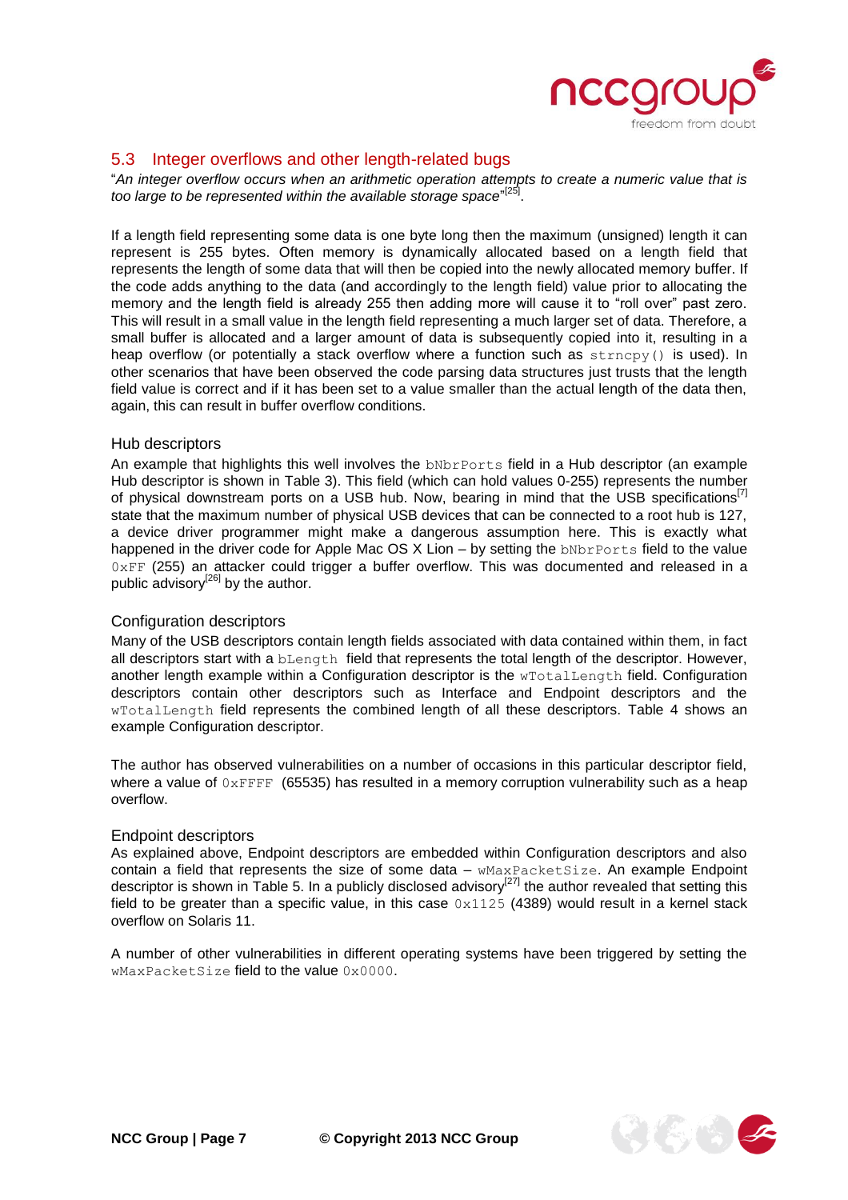## 5.3 Integer overflows and other length-related bugs

"*An integer overflow occurs when an arithmetic operation attempts to create a numeric value that is too large to be represented within the available storage space*"[25].

If a length field representing some data is one byte long then the maximum (unsigned) length it can represent is 255 bytes. Often memory is dynamically allocated based on a length field that represents the length of some data that will then be copied into the newly allocated memory buffer. If the code adds anything to the data (and accordingly to the length field) value prior to allocating the memory and the length field is already 255 then adding more will cause it to "roll over" past zero. This will result in a small value in the length field representing a much larger set of data. Therefore, a small buffer is allocated and a larger amount of data is subsequently copied into it, resulting in a heap overflow (or potentially a stack overflow where a function such as `strncpy()` is used). In other scenarios that have been observed the code parsing data structures just trusts that the length field value is correct and if it has been set to a value smaller than the actual length of the data then, again, this can result in buffer overflow conditions.

### Hub descriptors

An example that highlights this well involves the `bNbrPorts` field in a Hub descriptor (an example Hub descriptor is shown in Table 3). This field (which can hold values 0-255) represents the number of physical downstream ports on a USB hub. Now, bearing in mind that the USB specifications[7] state that the maximum number of physical USB devices that can be connected to a root hub is 127, a device driver programmer might make a dangerous assumption here. This is exactly what happened in the driver code for Apple Mac OS X Lion – by setting the `bNbrPorts` field to the value `0xFF` (255) an attacker could trigger a buffer overflow. This was documented and released in a public advisory[26] by the author.

### Configuration descriptors

Many of the USB descriptors contain length fields associated with data contained within them, in fact all descriptors start with a `bLength` field that represents the total length of the descriptor. However, another length example within a Configuration descriptor is the `wTotalLength` field. Configuration descriptors contain other descriptors such as Interface and Endpoint descriptors and the `wTotalLength` field represents the combined length of all these descriptors. Table 4 shows an example Configuration descriptor.

The author has observed vulnerabilities on a number of occasions in this particular descriptor field, where a value of `0xFFFF` (65535) has resulted in a memory corruption vulnerability such as a heap overflow.

### Endpoint descriptors

As explained above, Endpoint descriptors are embedded within Configuration descriptors and also contain a field that represents the size of some data – `wMaxPacketSize`. An example Endpoint descriptor is shown in Table 5. In a publicly disclosed advisory[27] the author revealed that setting this field to be greater than a specific value, in this case `0x1125` (4389) would result in a kernel stack overflow on Solaris 11.

A number of other vulnerabilities in different operating systems have been triggered by setting the `wMaxPacketSize` field to the value `0x0000`.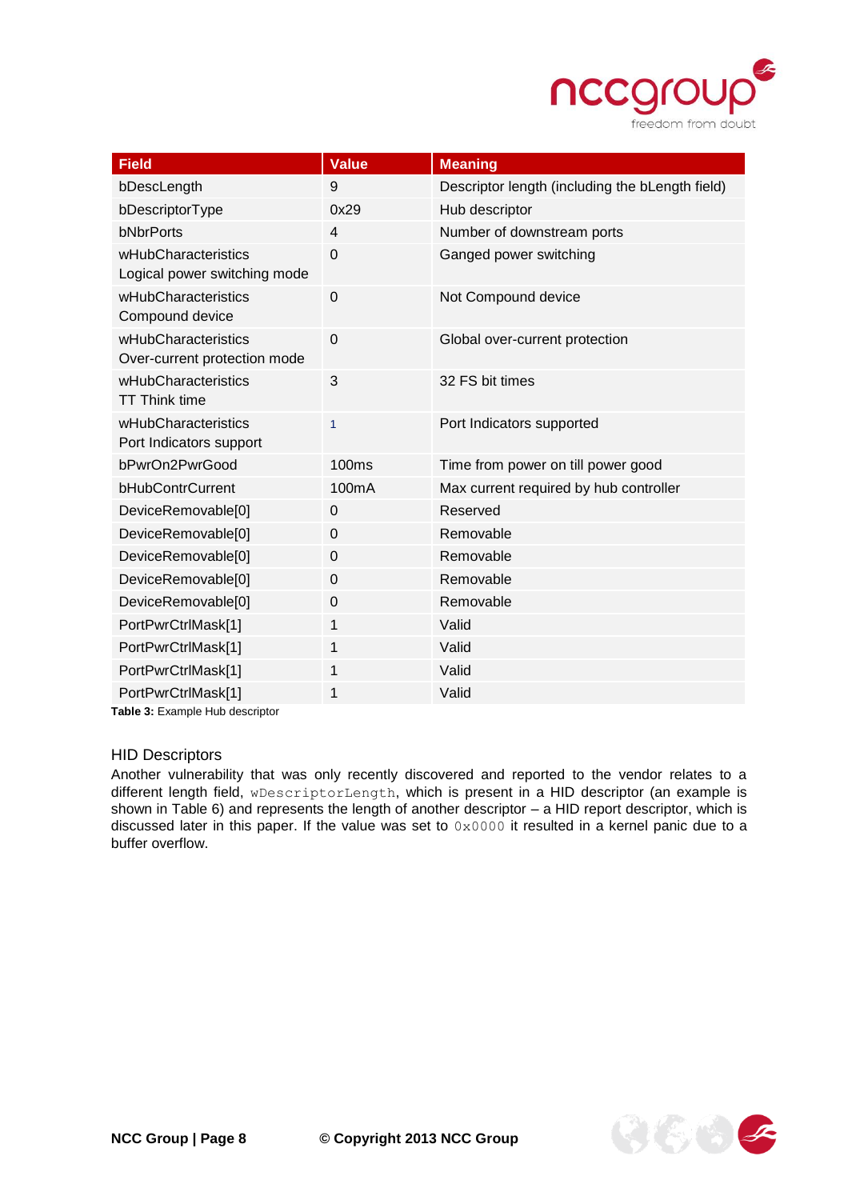| Field | Value | Meaning |
|---|---|---|
| bDescLength | 9 | Descriptor length (including the bLength field) |
| bDescriptorType | 0x29 | Hub descriptor |
| bNbrPorts | 4 | Number of downstream ports |
| wHubCharacteristics Logical power switching mode | 0 | Ganged power switching |
| wHubCharacteristics Compound device | 0 | Not Compound device |
| wHubCharacteristics Over-current protection mode | 0 | Global over-current protection |
| wHubCharacteristics TT Think time | 3 | 32 FS bit times |
| wHubCharacteristics Port Indicators support | 1 | Port Indicators supported |
| bPwrOn2PwrGood | 100ms | Time from power on till power good |
| bHubContrCurrent | 100mA | Max current required by hub controller |
| DeviceRemovable[0] | 0 | Reserved |
| DeviceRemovable[0] | 0 | Removable |
| DeviceRemovable[0] | 0 | Removable |
| DeviceRemovable[0] | 0 | Removable |
| DeviceRemovable[0] | 0 | Removable |
| PortPwrCtrlMask[1] | 1 | Valid |
| PortPwrCtrlMask[1] | 1 | Valid |
| PortPwrCtrlMask[1] | 1 | Valid |
| PortPwrCtrlMask[1] | 1 | Valid |

**Table 3:** Example Hub descriptor

### HID Descriptors

Another vulnerability that was only recently discovered and reported to the vendor relates to a different length field, `wDescriptorLength`, which is present in a HID descriptor (an example is shown in Table 6) and represents the length of another descriptor – a HID report descriptor, which is discussed later in this paper. If the value was set to `0x0000` it resulted in a kernel panic due to a buffer overflow.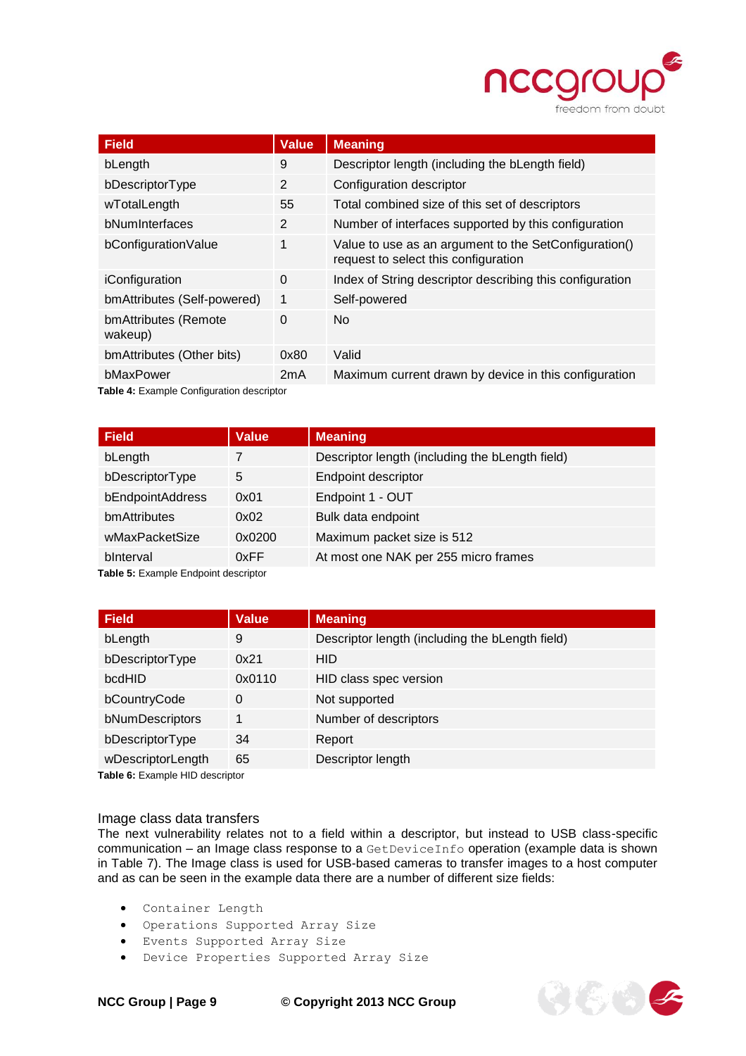| Field | Value | Meaning |
| --- | --- | --- |
| bLength | 9 | Descriptor length (including the bLength field) |
| bDescriptorType | 2 | Configuration descriptor |
| wTotalLength | 55 | Total combined size of this set of descriptors |
| bNumInterfaces | 2 | Number of interfaces supported by this configuration |
| bConfigurationValue | 1 | Value to use as an argument to the SetConfiguration() request to select this configuration |
| iConfiguration | 0 | Index of String descriptor describing this configuration |
| bmAttributes (Self-powered) | 1 | Self-powered |
| bmAttributes (Remote wakeup) | 0 | No |
| bmAttributes (Other bits) | 0x80 | Valid |
| bMaxPower | 2mA | Maximum current drawn by device in this configuration |

**Table 4:** Example Configuration descriptor

| Field | Value | Meaning |
| --- | --- | --- |
| bLength | 7 | Descriptor length (including the bLength field) |
| bDescriptorType | 5 | Endpoint descriptor |
| bEndpointAddress | 0x01 | Endpoint 1 - OUT |
| bmAttributes | 0x02 | Bulk data endpoint |
| wMaxPacketSize | 0x0200 | Maximum packet size is 512 |
| bInterval | 0xFF | At most one NAK per 255 micro frames |

**Table 5:** Example Endpoint descriptor

| Field | Value | Meaning |
| --- | --- | --- |
| bLength | 9 | Descriptor length (including the bLength field) |
| bDescriptorType | 0x21 | HID |
| bcdHID | 0x0110 | HID class spec version |
| bCountryCode | 0 | Not supported |
| bNumDescriptors | 1 | Number of descriptors |
| bDescriptorType | 34 | Report |
| wDescriptorLength | 65 | Descriptor length |

**Table 6:** Example HID descriptor

### Image class data transfers

The next vulnerability relates not to a field within a descriptor, but instead to USB class-specific communication – an Image class response to a `GetDeviceInfo` operation (example data is shown in Table 7). The Image class is used for USB-based cameras to transfer images to a host computer and as can be seen in the example data there are a number of different size fields:

- `Container Length`
- `Operations Supported Array Size`
- `Events Supported Array Size`
- `Device Properties Supported Array Size`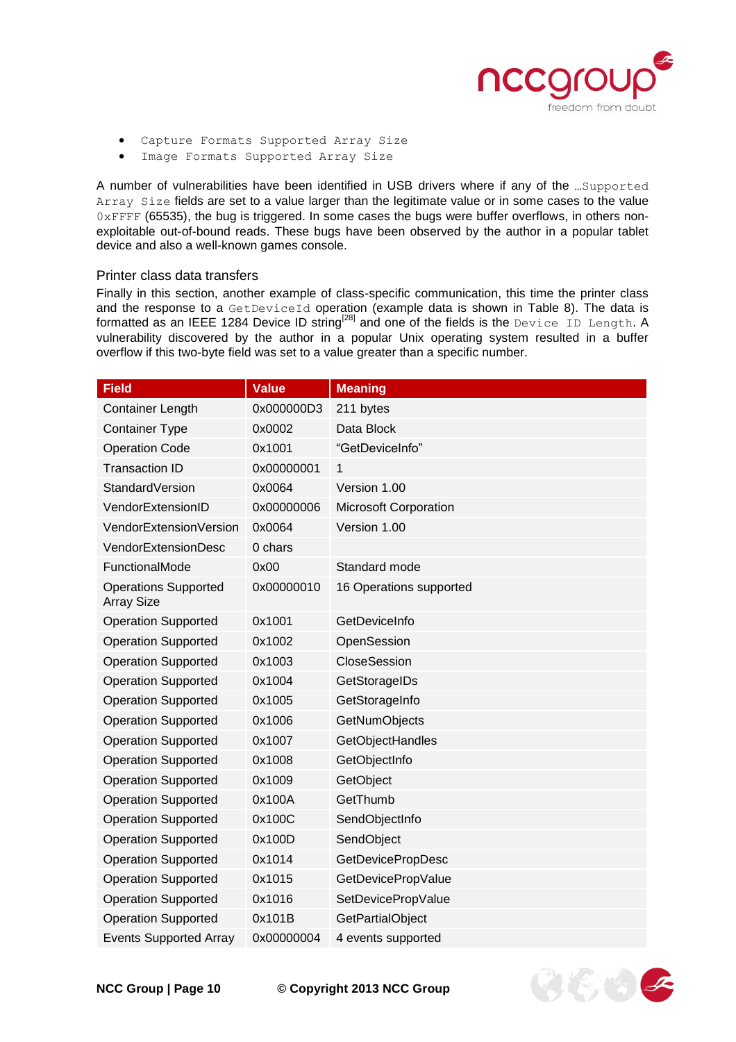- `Capture Formats Supported Array Size`
- `Image Formats Supported Array Size`

A number of vulnerabilities have been identified in USB drivers where if any of the `…Supported Array Size` fields are set to a value larger than the legitimate value or in some cases to the value `0xFFFF` (65535), the bug is triggered. In some cases the bugs were buffer overflows, in others non-exploitable out-of-bound reads. These bugs have been observed by the author in a popular tablet device and also a well-known games console.

### Printer class data transfers

Finally in this section, another example of class-specific communication, this time the printer class and the response to a `GetDeviceId` operation (example data is shown in Table 8). The data is formatted as an IEEE 1284 Device ID string[28] and one of the fields is the `Device ID Length`. A vulnerability discovered by the author in a popular Unix operating system resulted in a buffer overflow if this two-byte field was set to a value greater than a specific number.

| Field | Value | Meaning |
|---|---|---|
| Container Length | 0x000000D3 | 211 bytes |
| Container Type | 0x0002 | Data Block |
| Operation Code | 0x1001 | "GetDeviceInfo" |
| Transaction ID | 0x00000001 | 1 |
| StandardVersion | 0x0064 | Version 1.00 |
| VendorExtensionID | 0x00000006 | Microsoft Corporation |
| VendorExtensionVersion | 0x0064 | Version 1.00 |
| VendorExtensionDesc | 0 chars | |
| FunctionalMode | 0x00 | Standard mode |
| Operations Supported Array Size | 0x00000010 | 16 Operations supported |
| Operation Supported | 0x1001 | GetDeviceInfo |
| Operation Supported | 0x1002 | OpenSession |
| Operation Supported | 0x1003 | CloseSession |
| Operation Supported | 0x1004 | GetStorageIDs |
| Operation Supported | 0x1005 | GetStorageInfo |
| Operation Supported | 0x1006 | GetNumObjects |
| Operation Supported | 0x1007 | GetObjectHandles |
| Operation Supported | 0x1008 | GetObjectInfo |
| Operation Supported | 0x1009 | GetObject |
| Operation Supported | 0x100A | GetThumb |
| Operation Supported | 0x100C | SendObjectInfo |
| Operation Supported | 0x100D | SendObject |
| Operation Supported | 0x1014 | GetDevicePropDesc |
| Operation Supported | 0x1015 | GetDevicePropValue |
| Operation Supported | 0x1016 | SetDevicePropValue |
| Operation Supported | 0x101B | GetPartialObject |
| Events Supported Array | 0x00000004 | 4 events supported |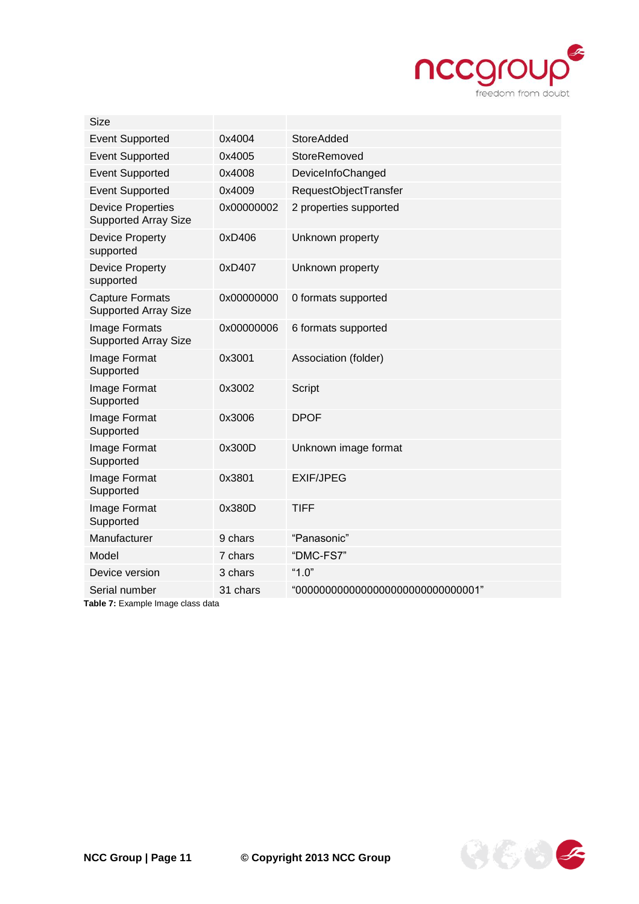| | | |
|---|---|---|
| Size | | |
| Event Supported | 0x4004 | StoreAdded |
| Event Supported | 0x4005 | StoreRemoved |
| Event Supported | 0x4008 | DeviceInfoChanged |
| Event Supported | 0x4009 | RequestObjectTransfer |
| Device Properties Supported Array Size | 0x00000002 | 2 properties supported |
| Device Property supported | 0xD406 | Unknown property |
| Device Property supported | 0xD407 | Unknown property |
| Capture Formats Supported Array Size | 0x00000000 | 0 formats supported |
| Image Formats Supported Array Size | 0x00000006 | 6 formats supported |
| Image Format Supported | 0x3001 | Association (folder) |
| Image Format Supported | 0x3002 | Script |
| Image Format Supported | 0x3006 | DPOF |
| Image Format Supported | 0x300D | Unknown image format |
| Image Format Supported | 0x3801 | EXIF/JPEG |
| Image Format Supported | 0x380D | TIFF |
| Manufacturer | 9 chars | “Panasonic” |
| Model | 7 chars | “DMC-FS7” |
| Device version | 3 chars | “1.0” |
| Serial number | 31 chars | “0000000000000000000000000000001” |

**Table 7:** Example Image class data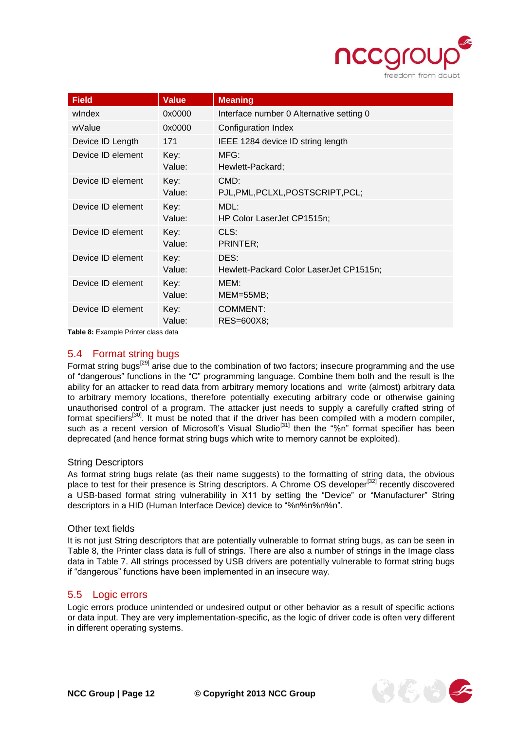| Field | Value | Meaning |
|---|---|---|
| wIndex | 0x0000 | Interface number 0 Alternative setting 0 |
| wValue | 0x0000 | Configuration Index |
| Device ID Length | 171 | IEEE 1284 device ID string length |
| Device ID element | Key:<br>Value: | MFG:<br>Hewlett-Packard; |
| Device ID element | Key:<br>Value: | CMD:<br>PJL,PML,PCLXL,POSTSCRIPT,PCL; |
| Device ID element | Key:<br>Value: | MDL:<br>HP Color LaserJet CP1515n; |
| Device ID element | Key:<br>Value: | CLS:<br>PRINTER; |
| Device ID element | Key:<br>Value: | DES:<br>Hewlett-Packard Color LaserJet CP1515n; |
| Device ID element | Key:<br>Value: | MEM:<br>MEM=55MB; |
| Device ID element | Key:<br>Value: | COMMENT:<br>RES=600X8; |

**Table 8:** Example Printer class data

## 5.4 Format string bugs

Format string bugs[29] arise due to the combination of two factors; insecure programming and the use of "dangerous" functions in the "C" programming language. Combine them both and the result is the ability for an attacker to read data from arbitrary memory locations and write (almost) arbitrary data to arbitrary memory locations, therefore potentially executing arbitrary code or otherwise gaining unauthorised control of a program. The attacker just needs to supply a carefully crafted string of format specifiers[30]. It must be noted that if the driver has been compiled with a modern compiler, such as a recent version of Microsoft's Visual Studio[31] then the "%n" format specifier has been deprecated (and hence format string bugs which write to memory cannot be exploited).

### String Descriptors

As format string bugs relate (as their name suggests) to the formatting of string data, the obvious place to test for their presence is String descriptors. A Chrome OS developer[32] recently discovered a USB-based format string vulnerability in X11 by setting the "Device" or "Manufacturer" String descriptors in a HID (Human Interface Device) device to "%n%n%n%n".

### Other text fields

It is not just String descriptors that are potentially vulnerable to format string bugs, as can be seen in Table 8, the Printer class data is full of strings. There are also a number of strings in the Image class data in Table 7. All strings processed by USB drivers are potentially vulnerable to format string bugs if "dangerous" functions have been implemented in an insecure way.

## 5.5 Logic errors

Logic errors produce unintended or undesired output or other behavior as a result of specific actions or data input. They are very implementation-specific, as the logic of driver code is often very different in different operating systems.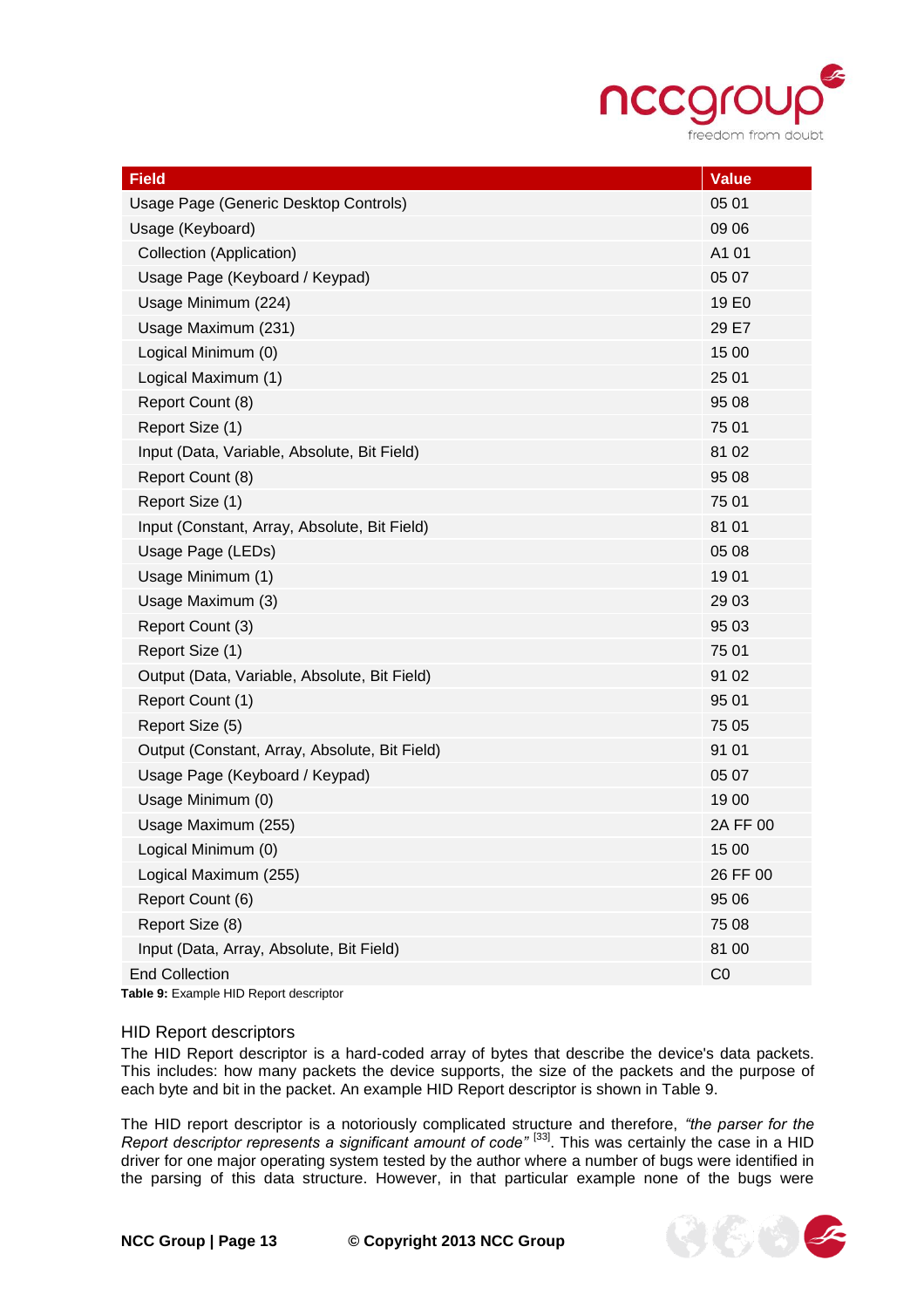| Field | Value |
|---|---|
| Usage Page (Generic Desktop Controls) | 05 01 |
| Usage (Keyboard) | 09 06 |
| Collection (Application) | A1 01 |
| Usage Page (Keyboard / Keypad) | 05 07 |
| Usage Minimum (224) | 19 E0 |
| Usage Maximum (231) | 29 E7 |
| Logical Minimum (0) | 15 00 |
| Logical Maximum (1) | 25 01 |
| Report Count (8) | 95 08 |
| Report Size (1) | 75 01 |
| Input (Data, Variable, Absolute, Bit Field) | 81 02 |
| Report Count (8) | 95 08 |
| Report Size (1) | 75 01 |
| Input (Constant, Array, Absolute, Bit Field) | 81 01 |
| Usage Page (LEDs) | 05 08 |
| Usage Minimum (1) | 19 01 |
| Usage Maximum (3) | 29 03 |
| Report Count (3) | 95 03 |
| Report Size (1) | 75 01 |
| Output (Data, Variable, Absolute, Bit Field) | 91 02 |
| Report Count (1) | 95 01 |
| Report Size (5) | 75 05 |
| Output (Constant, Array, Absolute, Bit Field) | 91 01 |
| Usage Page (Keyboard / Keypad) | 05 07 |
| Usage Minimum (0) | 19 00 |
| Usage Maximum (255) | 2A FF 00 |
| Logical Minimum (0) | 15 00 |
| Logical Maximum (255) | 26 FF 00 |
| Report Count (6) | 95 06 |
| Report Size (8) | 75 08 |
| Input (Data, Array, Absolute, Bit Field) | 81 00 |
| End Collection | C0 |

**Table 9:** Example HID Report descriptor

### HID Report descriptors

The HID Report descriptor is a hard-coded array of bytes that describe the device's data packets. This includes: how many packets the device supports, the size of the packets and the purpose of each byte and bit in the packet. An example HID Report descriptor is shown in Table 9.

The HID report descriptor is a notoriously complicated structure and therefore, *"the parser for the Report descriptor represents a significant amount of code"* [33]. This was certainly the case in a HID driver for one major operating system tested by the author where a number of bugs were identified in the parsing of this data structure. However, in that particular example none of the bugs were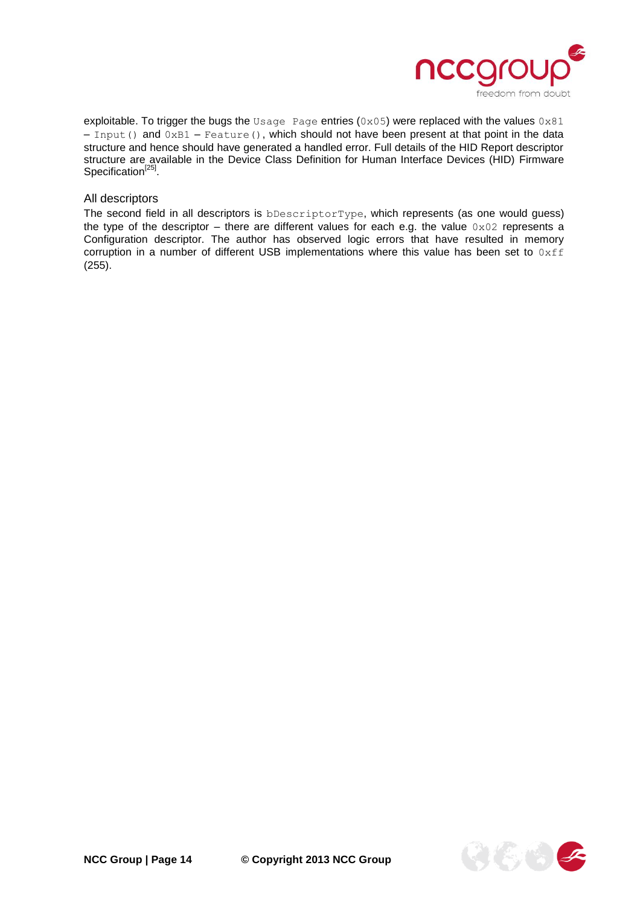exploitable. To trigger the bugs the `Usage Page` entries (`0x05`) were replaced with the values `0x81` – `Input()` and `0xB1` – `Feature()`, which should not have been present at that point in the data structure and hence should have generated a handled error. Full details of the HID Report descriptor structure are available in the Device Class Definition for Human Interface Devices (HID) Firmware Specification[25].

### All descriptors

The second field in all descriptors is `bDescriptorType`, which represents (as one would guess) the type of the descriptor – there are different values for each e.g. the value `0x02` represents a Configuration descriptor. The author has observed logic errors that have resulted in memory corruption in a number of different USB implementations where this value has been set to `0xff` (255).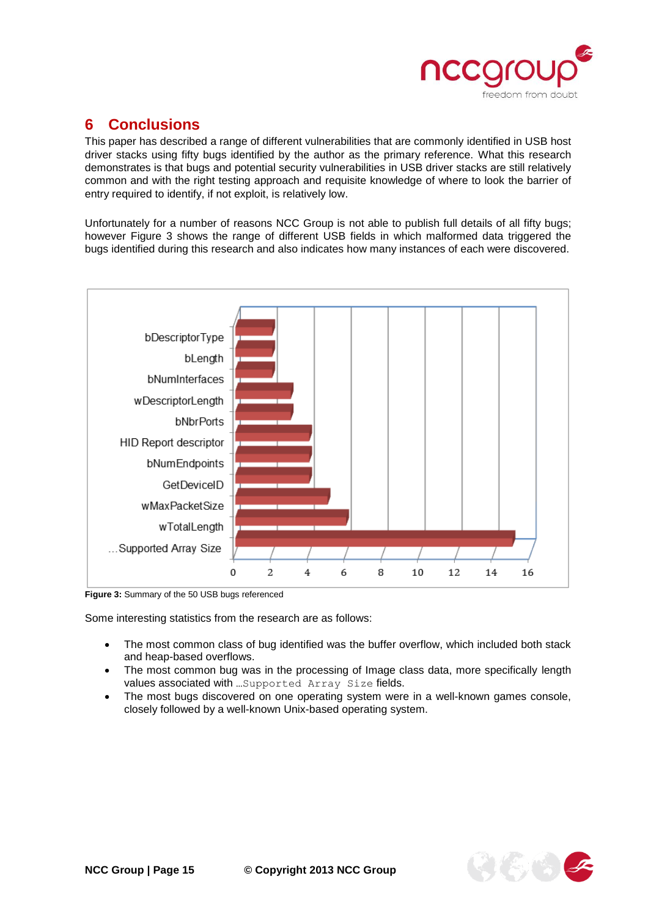# 6 Conclusions

This paper has described a range of different vulnerabilities that are commonly identified in USB host driver stacks using fifty bugs identified by the author as the primary reference. What this research demonstrates is that bugs and potential security vulnerabilities in USB driver stacks are still relatively common and with the right testing approach and requisite knowledge of where to look the barrier of entry required to identify, if not exploit, is relatively low.

Unfortunately for a number of reasons NCC Group is not able to publish full details of all fifty bugs; however Figure 3 shows the range of different USB fields in which malformed data triggered the bugs identified during this research and also indicates how many instances of each were discovered.

**Figure 3:** Summary of the 50 USB bugs referenced

Some interesting statistics from the research are as follows:

- The most common class of bug identified was the buffer overflow, which included both stack and heap-based overflows.
- The most common bug was in the processing of Image class data, more specifically length values associated with `…Supported Array Size` fields.
- The most bugs discovered on one operating system were in a well-known games console, closely followed by a well-known Unix-based operating system.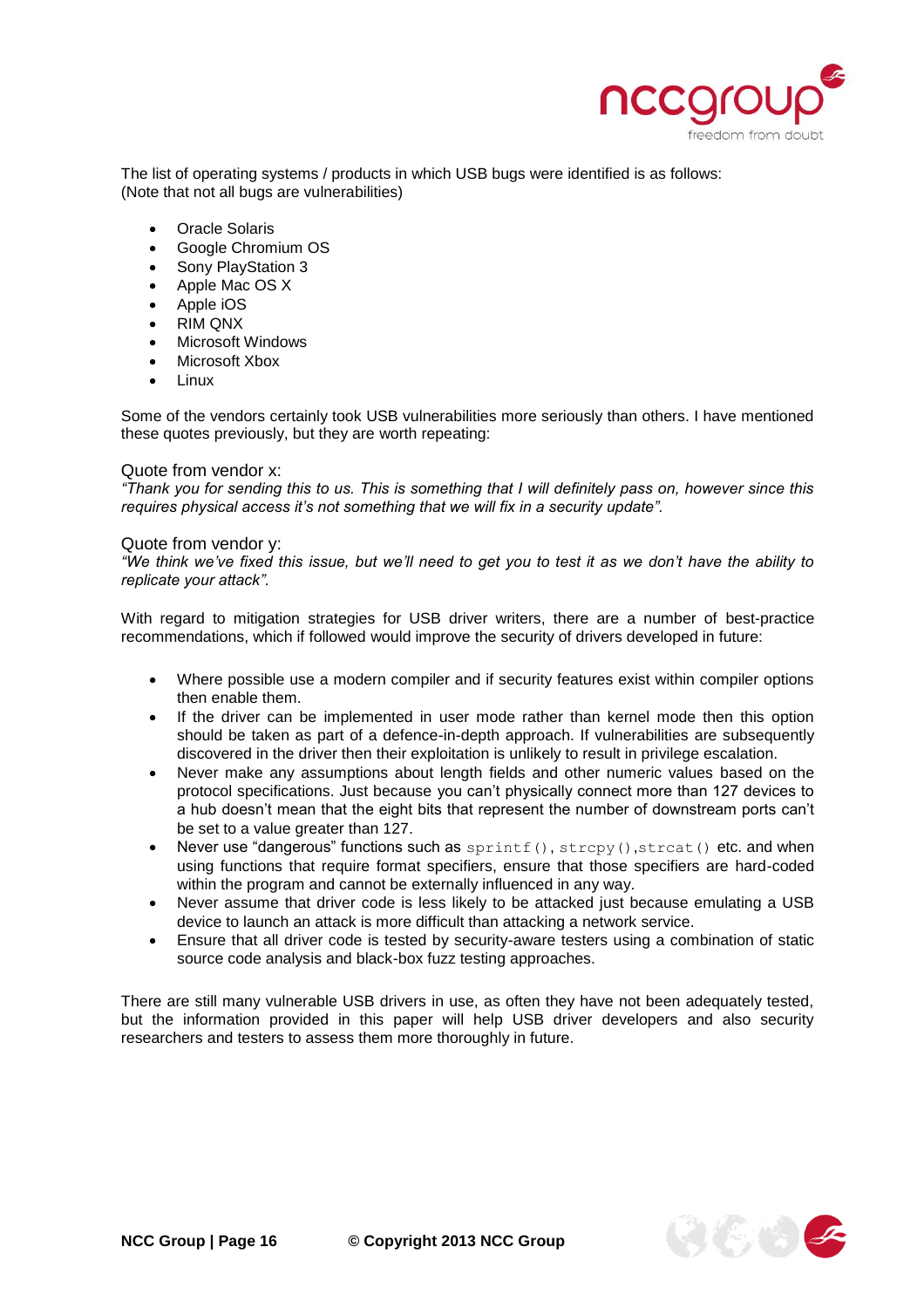The list of operating systems / products in which USB bugs were identified is as follows:
(Note that not all bugs are vulnerabilities)

- Oracle Solaris
- Google Chromium OS
- Sony PlayStation 3
- Apple Mac OS X
- Apple iOS
- RIM QNX
- Microsoft Windows
- Microsoft Xbox
- Linux

Some of the vendors certainly took USB vulnerabilities more seriously than others. I have mentioned these quotes previously, but they are worth repeating:

Quote from vendor x:
*"Thank you for sending this to us. This is something that I will definitely pass on, however since this requires physical access it's not something that we will fix in a security update".*

Quote from vendor y:
*"We think we've fixed this issue, but we'll need to get you to test it as we don't have the ability to replicate your attack".*

With regard to mitigation strategies for USB driver writers, there are a number of best-practice recommendations, which if followed would improve the security of drivers developed in future:

- Where possible use a modern compiler and if security features exist within compiler options then enable them.
- If the driver can be implemented in user mode rather than kernel mode then this option should be taken as part of a defence-in-depth approach. If vulnerabilities are subsequently discovered in the driver then their exploitation is unlikely to result in privilege escalation.
- Never make any assumptions about length fields and other numeric values based on the protocol specifications. Just because you can't physically connect more than 127 devices to a hub doesn't mean that the eight bits that represent the number of downstream ports can't be set to a value greater than 127.
- Never use "dangerous" functions such as `sprintf()`, `strcpy()`,`strcat()` etc. and when using functions that require format specifiers, ensure that those specifiers are hard-coded within the program and cannot be externally influenced in any way.
- Never assume that driver code is less likely to be attacked just because emulating a USB device to launch an attack is more difficult than attacking a network service.
- Ensure that all driver code is tested by security-aware testers using a combination of static source code analysis and black-box fuzz testing approaches.

There are still many vulnerable USB drivers in use, as often they have not been adequately tested, but the information provided in this paper will help USB driver developers and also security researchers and testers to assess them more thoroughly in future.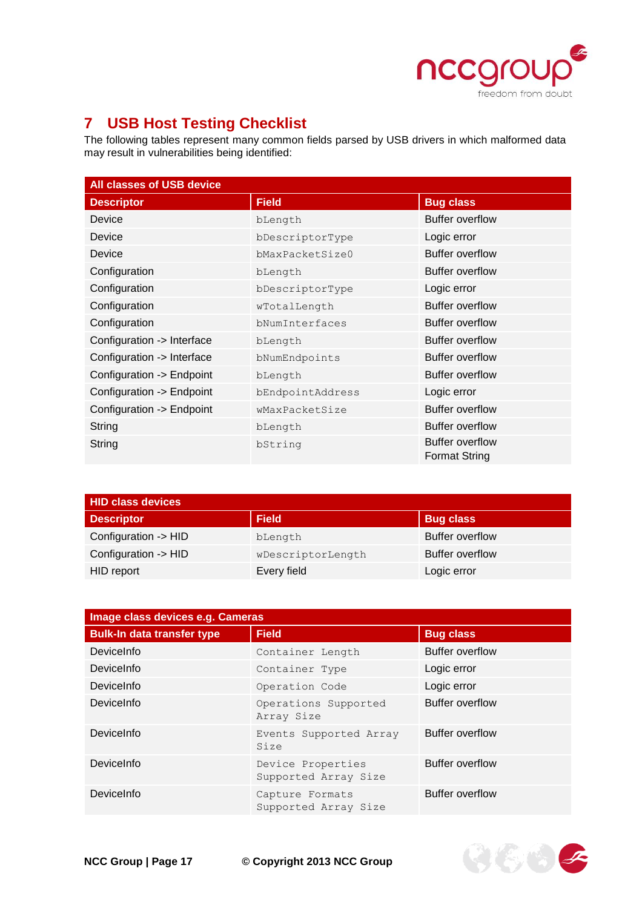# 7 USB Host Testing Checklist

The following tables represent many common fields parsed by USB drivers in which malformed data may result in vulnerabilities being identified:

| All classes of USB device | | |
|---|---|---|
| **Descriptor** | **Field** | **Bug class** |
| Device | bLength | Buffer overflow |
| Device | bDescriptorType | Logic error |
| Device | bMaxPacketSize0 | Buffer overflow |
| Configuration | bLength | Buffer overflow |
| Configuration | bDescriptorType | Logic error |
| Configuration | wTotalLength | Buffer overflow |
| Configuration | bNumInterfaces | Buffer overflow |
| Configuration -> Interface | bLength | Buffer overflow |
| Configuration -> Interface | bNumEndpoints | Buffer overflow |
| Configuration -> Endpoint | bLength | Buffer overflow |
| Configuration -> Endpoint | bEndpointAddress | Logic error |
| Configuration -> Endpoint | wMaxPacketSize | Buffer overflow |
| String | bLength | Buffer overflow |
| String | bString | Buffer overflow<br>Format String |

| HID class devices | | |
|---|---|---|
| **Descriptor** | **Field** | **Bug class** |
| Configuration -> HID | bLength | Buffer overflow |
| Configuration -> HID | wDescriptorLength | Buffer overflow |
| HID report | Every field | Logic error |

| Image class devices e.g. Cameras | | |
|---|---|---|
| **Bulk-In data transfer type** | **Field** | **Bug class** |
| DeviceInfo | Container Length | Buffer overflow |
| DeviceInfo | Container Type | Logic error |
| DeviceInfo | Operation Code | Logic error |
| DeviceInfo | Operations Supported Array Size | Buffer overflow |
| DeviceInfo | Events Supported Array Size | Buffer overflow |
| DeviceInfo | Device Properties Supported Array Size | Buffer overflow |
| DeviceInfo | Capture Formats Supported Array Size | Buffer overflow |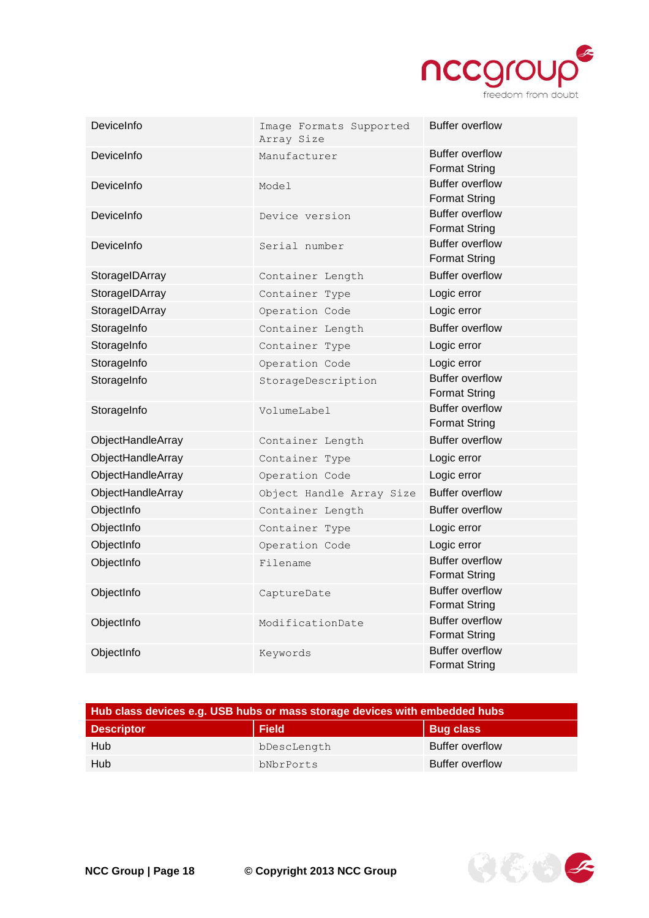| | | |
|---|---|---|
| DeviceInfo | Image Formats Supported Array Size | Buffer overflow |
| DeviceInfo | Manufacturer | Buffer overflow<br>Format String |
| DeviceInfo | Model | Buffer overflow<br>Format String |
| DeviceInfo | Device version | Buffer overflow<br>Format String |
| DeviceInfo | Serial number | Buffer overflow<br>Format String |
| StorageIDArray | Container Length | Buffer overflow |
| StorageIDArray | Container Type | Logic error |
| StorageIDArray | Operation Code | Logic error |
| StorageInfo | Container Length | Buffer overflow |
| StorageInfo | Container Type | Logic error |
| StorageInfo | Operation Code | Logic error |
| StorageInfo | StorageDescription | Buffer overflow<br>Format String |
| StorageInfo | VolumeLabel | Buffer overflow<br>Format String |
| ObjectHandleArray | Container Length | Buffer overflow |
| ObjectHandleArray | Container Type | Logic error |
| ObjectHandleArray | Operation Code | Logic error |
| ObjectHandleArray | Object Handle Array Size | Buffer overflow |
| ObjectInfo | Container Length | Buffer overflow |
| ObjectInfo | Container Type | Logic error |
| ObjectInfo | Operation Code | Logic error |
| ObjectInfo | Filename | Buffer overflow<br>Format String |
| ObjectInfo | CaptureDate | Buffer overflow<br>Format String |
| ObjectInfo | ModificationDate | Buffer overflow<br>Format String |
| ObjectInfo | Keywords | Buffer overflow<br>Format String |

| **Hub class devices e.g. USB hubs or mass storage devices with embedded hubs** | | |
|---|---|---|
| **Descriptor** | **Field** | **Bug class** |
| Hub | bDescLength | Buffer overflow |
| Hub | bNbrPorts | Buffer overflow |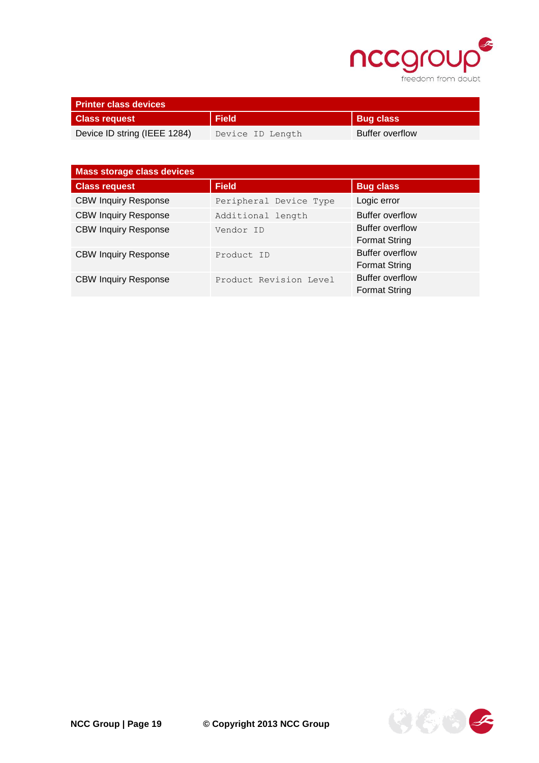| Printer class devices | | |
|---|---|---|
| **Class request** | **Field** | **Bug class** |
| Device ID string (IEEE 1284) | `Device ID Length` | Buffer overflow |

| Mass storage class devices | | |
|---|---|---|
| **Class request** | **Field** | **Bug class** |
| CBW Inquiry Response | `Peripheral Device Type` | Logic error |
| CBW Inquiry Response | `Additional length` | Buffer overflow |
| CBW Inquiry Response | `Vendor ID` | Buffer overflow<br>Format String |
| CBW Inquiry Response | `Product ID` | Buffer overflow<br>Format String |
| CBW Inquiry Response | `Product Revision Level` | Buffer overflow<br>Format String |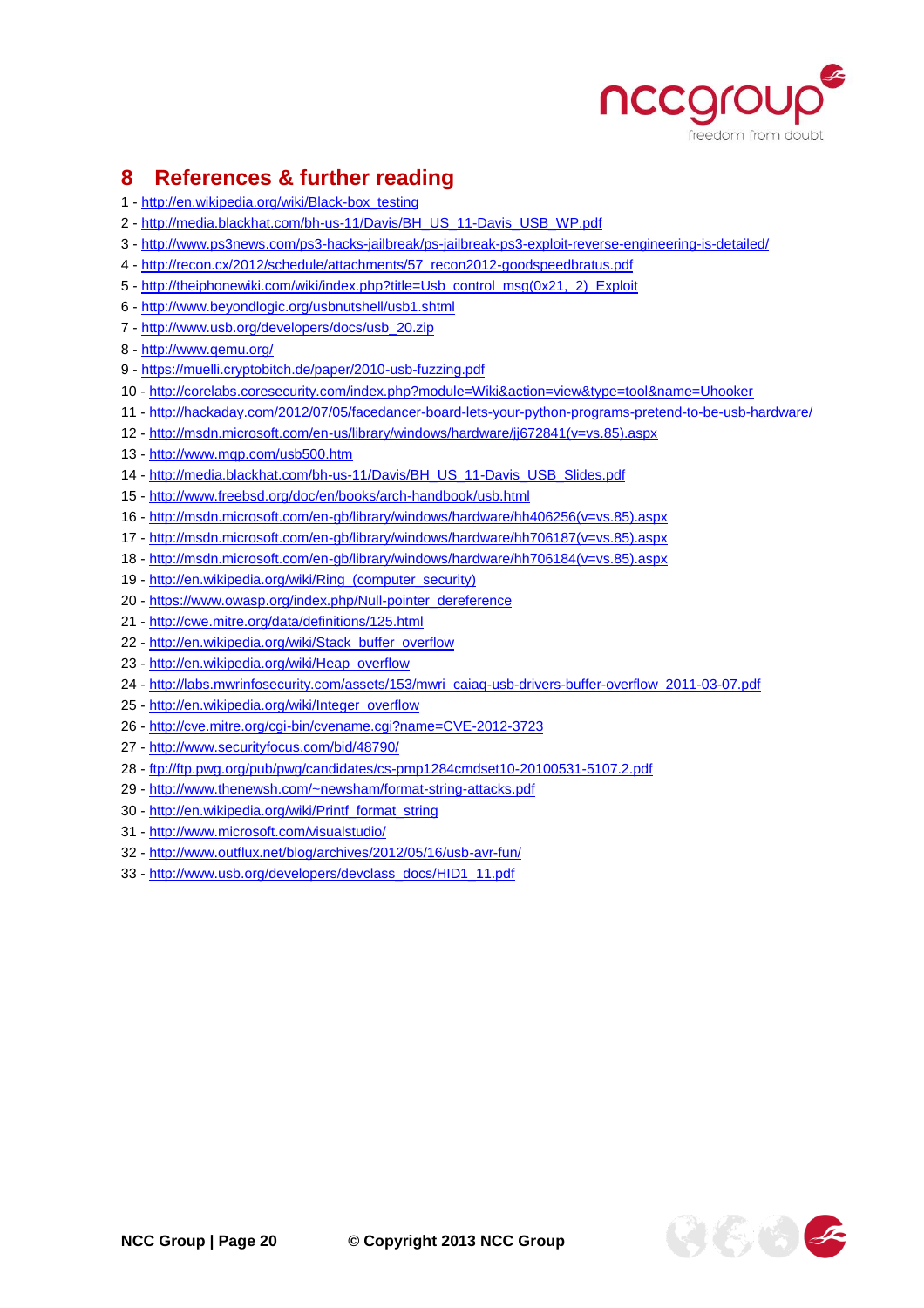# 8 References & further reading

1 - http://en.wikipedia.org/wiki/Black-box_testing
2 - http://media.blackhat.com/bh-us-11/Davis/BH_US_11-Davis_USB_WP.pdf
3 - http://www.ps3news.com/ps3-hacks-jailbreak/ps-jailbreak-ps3-exploit-reverse-engineering-is-detailed/
4 - http://recon.cx/2012/schedule/attachments/57_recon2012-goodspeedbratus.pdf
5 - http://theiphonewiki.com/wiki/index.php?title=Usb_control_msg(0x21,_2)_Exploit
6 - http://www.beyondlogic.org/usbnutshell/usb1.shtml
7 - http://www.usb.org/developers/docs/usb_20.zip
8 - http://www.qemu.org/
9 - https://muelli.cryptobitch.de/paper/2010-usb-fuzzing.pdf
10 - http://corelabs.coresecurity.com/index.php?module=Wiki&action=view&type=tool&name=Uhooker
11 - http://hackaday.com/2012/07/05/facedancer-board-lets-your-python-programs-pretend-to-be-usb-hardware/
12 - http://msdn.microsoft.com/en-us/library/windows/hardware/jj672841(v=vs.85).aspx
13 - http://www.mqp.com/usb500.htm
14 - http://media.blackhat.com/bh-us-11/Davis/BH_US_11-Davis_USB_Slides.pdf
15 - http://www.freebsd.org/doc/en/books/arch-handbook/usb.html
16 - http://msdn.microsoft.com/en-gb/library/windows/hardware/hh406256(v=vs.85).aspx
17 - http://msdn.microsoft.com/en-gb/library/windows/hardware/hh706187(v=vs.85).aspx
18 - http://msdn.microsoft.com/en-gb/library/windows/hardware/hh706184(v=vs.85).aspx
19 - http://en.wikipedia.org/wiki/Ring_(computer_security)
20 - https://www.owasp.org/index.php/Null-pointer_dereference
21 - http://cwe.mitre.org/data/definitions/125.html
22 - http://en.wikipedia.org/wiki/Stack_buffer_overflow
23 - http://en.wikipedia.org/wiki/Heap_overflow
24 - http://labs.mwrinfosecurity.com/assets/153/mwri_caiaq-usb-drivers-buffer-overflow_2011-03-07.pdf
25 - http://en.wikipedia.org/wiki/Integer_overflow
26 - http://cve.mitre.org/cgi-bin/cvename.cgi?name=CVE-2012-3723
27 - http://www.securityfocus.com/bid/48790/
28 - ftp://ftp.pwg.org/pub/pwg/candidates/cs-pmp1284cmdset10-20100531-5107.2.pdf
29 - http://www.thenewsh.com/~newsham/format-string-attacks.pdf
30 - http://en.wikipedia.org/wiki/Printf_format_string
31 - http://www.microsoft.com/visualstudio/
32 - http://www.outflux.net/blog/archives/2012/05/16/usb-avr-fun/
33 - http://www.usb.org/developers/devclass_docs/HID1_11.pdf